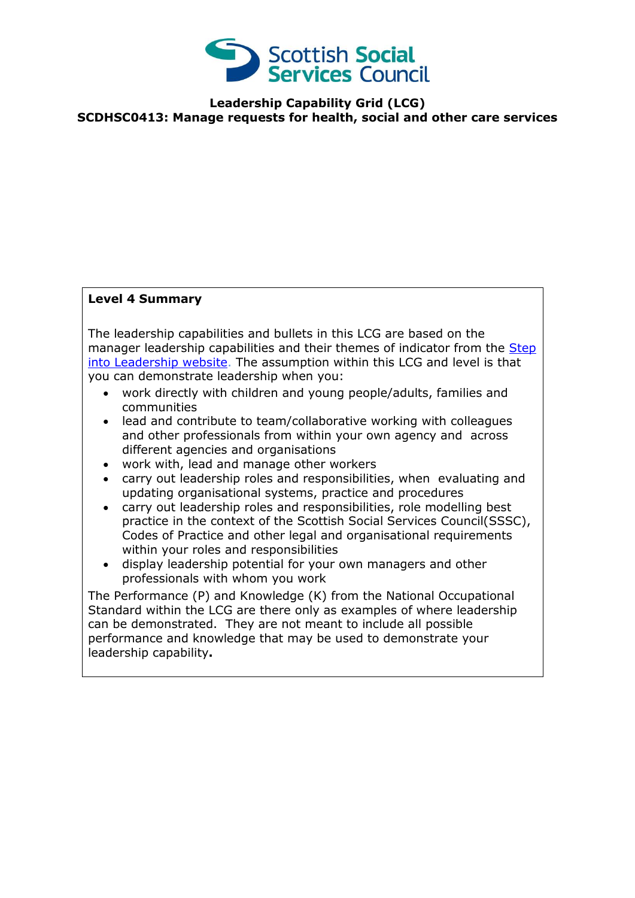Scottish Social Services Council

**Leadership Capability Grid (LCG)**
**SCDHSC0413: Manage requests for health, social and other care services**

**Level 4 Summary**

The leadership capabilities and bullets in this LCG are based on the manager leadership capabilities and their themes of indicator from the [Step into Leadership website](). The assumption within this LCG and level is that you can demonstrate leadership when you:

- work directly with children and young people/adults, families and communities
- lead and contribute to team/collaborative working with colleagues and other professionals from within your own agency and across different agencies and organisations
- work with, lead and manage other workers
- carry out leadership roles and responsibilities, when evaluating and updating organisational systems, practice and procedures
- carry out leadership roles and responsibilities, role modelling best practice in the context of the Scottish Social Services Council(SSSC), Codes of Practice and other legal and organisational requirements within your roles and responsibilities
- display leadership potential for your own managers and other professionals with whom you work

The Performance (P) and Knowledge (K) from the National Occupational Standard within the LCG are there only as examples of where leadership can be demonstrated. They are not meant to include all possible performance and knowledge that may be used to demonstrate your leadership capability.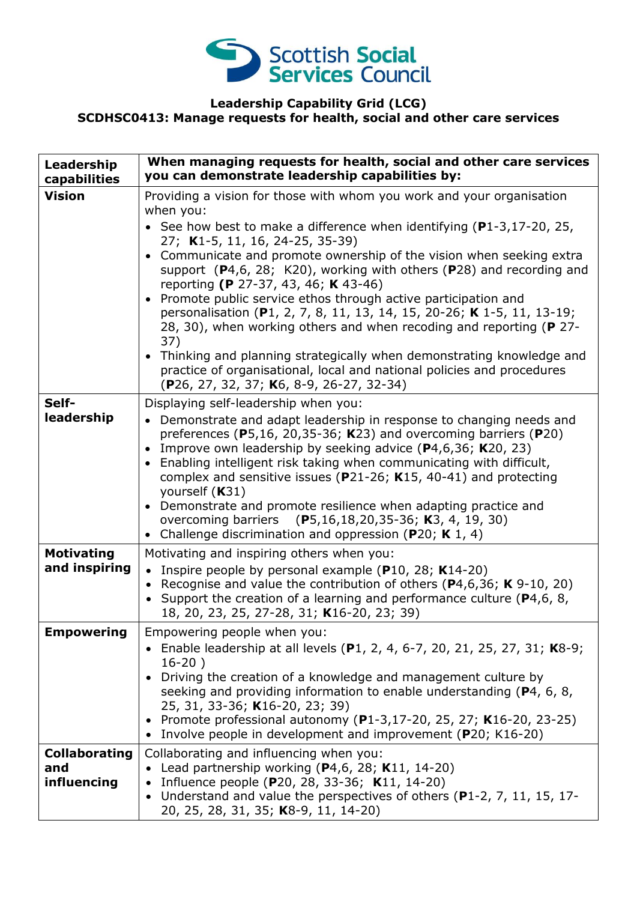Scottish Social Services Council

**Leadership Capability Grid (LCG)**
**SCDHSC0413: Manage requests for health, social and other care services**

| Leadership capabilities | When managing requests for health, social and other care services you can demonstrate leadership capabilities by: |
|---|---|
| **Vision** | Providing a vision for those with whom you work and your organisation when you:<br>• See how best to make a difference when identifying (**P**1-3,17-20, 25, 27; **K**1-5, 11, 16, 24-25, 35-39)<br>• Communicate and promote ownership of the vision when seeking extra support (**P**4,6, 28; K20), working with others (**P**28) and recording and reporting **(P** 27-37, 43, 46; **K** 43-46)<br>• Promote public service ethos through active participation and personalisation (**P**1, 2, 7, 8, 11, 13, 14, 15, 20-26; **K** 1-5, 11, 13-19; 28, 30), when working others and when recoding and reporting (**P** 27-37)<br>• Thinking and planning strategically when demonstrating knowledge and practice of organisational, local and national policies and procedures (**P**26, 27, 32, 37; **K**6, 8-9, 26-27, 32-34) |
| **Self-leadership** | Displaying self-leadership when you:<br>• Demonstrate and adapt leadership in response to changing needs and preferences (**P**5,16, 20,35-36; **K**23) and overcoming barriers (**P**20)<br>• Improve own leadership by seeking advice (**P**4,6,36; **K**20, 23)<br>• Enabling intelligent risk taking when communicating with difficult, complex and sensitive issues (**P**21-26; **K**15, 40-41) and protecting yourself (**K**31)<br>• Demonstrate and promote resilience when adapting practice and overcoming barriers (**P**5,16,18,20,35-36; **K**3, 4, 19, 30)<br>• Challenge discrimination and oppression (**P**20; **K** 1, 4) |
| **Motivating and inspiring** | Motivating and inspiring others when you:<br>• Inspire people by personal example (**P**10, 28; **K**14-20)<br>• Recognise and value the contribution of others (**P**4,6,36; **K** 9-10, 20)<br>• Support the creation of a learning and performance culture (**P**4,6, 8, 18, 20, 23, 25, 27-28, 31; **K**16-20, 23; 39) |
| **Empowering** | Empowering people when you:<br>• Enable leadership at all levels (**P**1, 2, 4, 6-7, 20, 21, 25, 27, 31; **K**8-9; 16-20 )<br>• Driving the creation of a knowledge and management culture by seeking and providing information to enable understanding (**P**4, 6, 8, 25, 31, 33-36; **K**16-20, 23; 39)<br>• Promote professional autonomy (**P**1-3,17-20, 25, 27; **K**16-20, 23-25)<br>• Involve people in development and improvement (**P**20; K16-20) |
| **Collaborating and influencing** | Collaborating and influencing when you:<br>• Lead partnership working (**P**4,6, 28; **K**11, 14-20)<br>• Influence people (**P**20, 28, 33-36; **K**11, 14-20)<br>• Understand and value the perspectives of others (**P**1-2, 7, 11, 15, 17-20, 25, 28, 31, 35; **K**8-9, 11, 14-20) |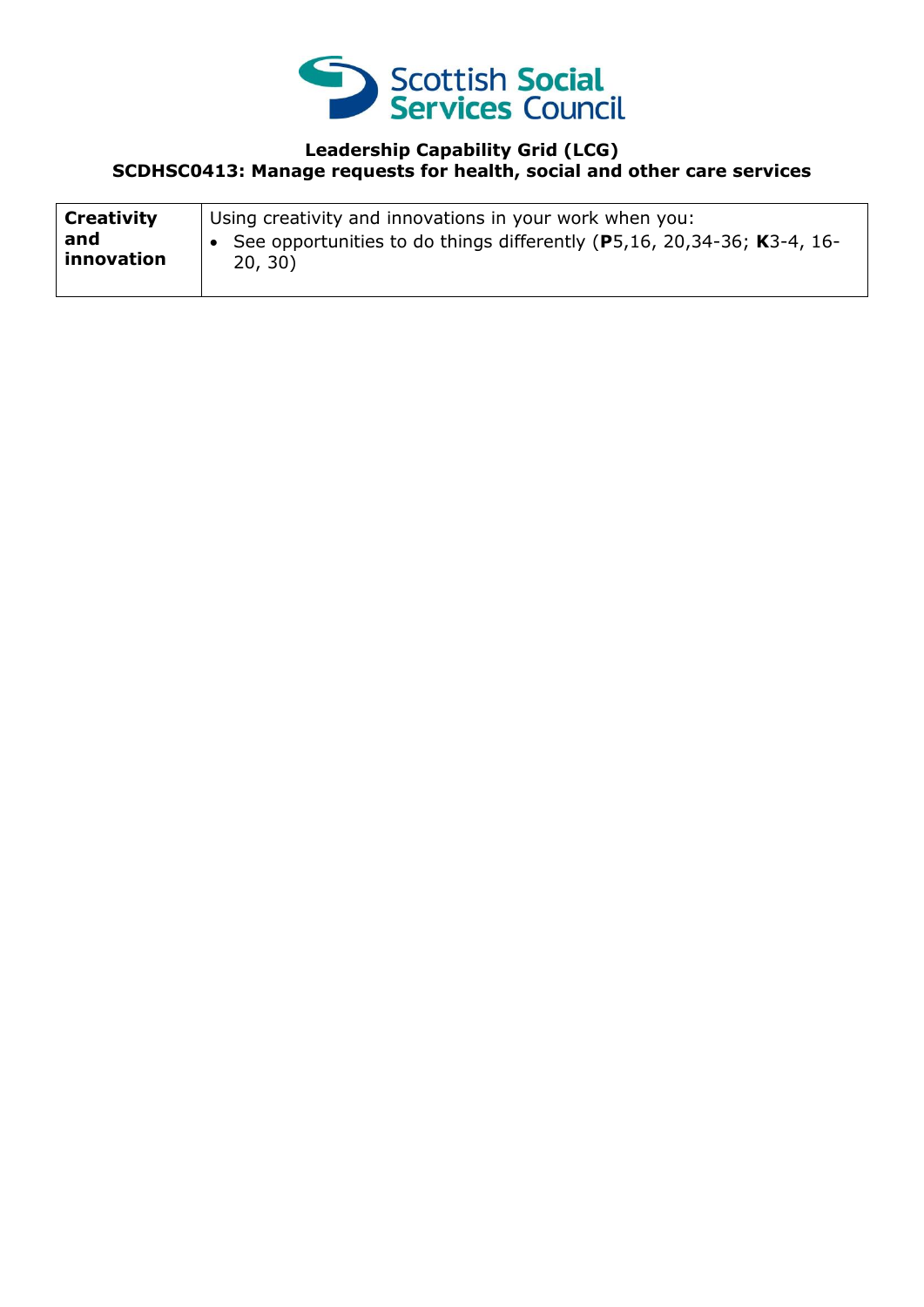**Leadership Capability Grid (LCG)**
**SCDHSC0413: Manage requests for health, social and other care services**

| | |
|---|---|
| **Creativity and innovation** | Using creativity and innovations in your work when you:<br>• See opportunities to do things differently (**P**5,16, 20,34-36; **K**3-4, 16-20, 30) |